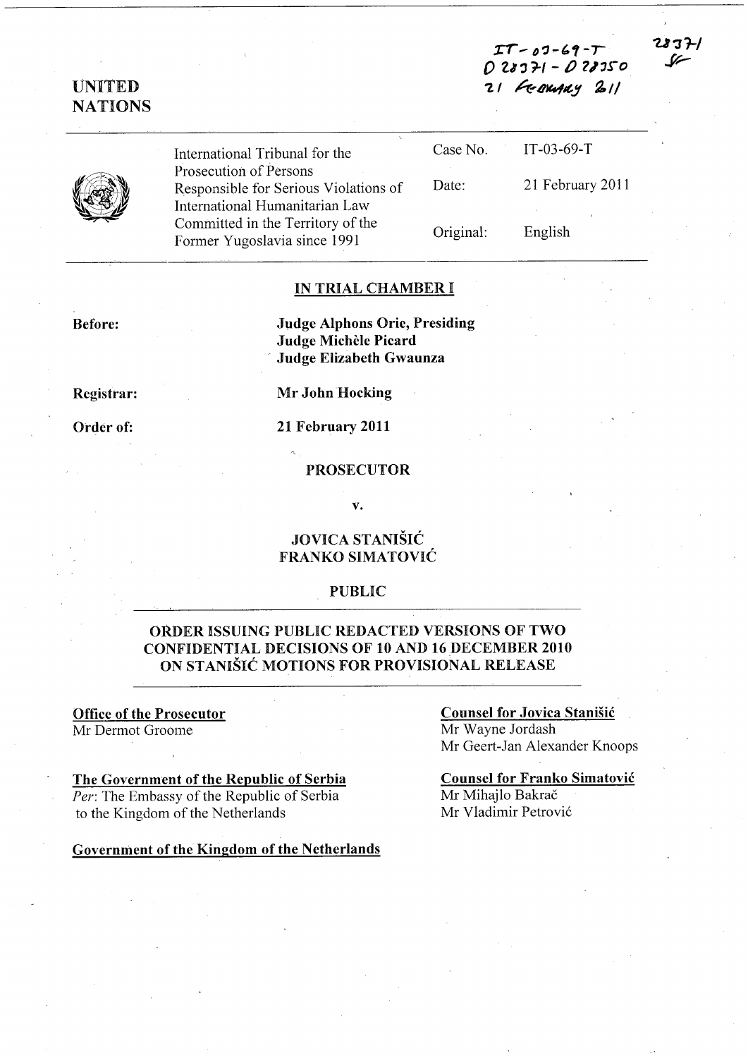IT-03-69-T
D 28371 - D 28350
21 February 2011

28371

UNITED NATIONS

| International Tribunal for the Prosecution of Persons Responsible for Serious Violations of International Humanitarian Law Committed in the Territory of the Former Yugoslavia since 1991 | Case No. | IT-03-69-T |
| --- | --- | --- |
| | Date: | 21 February 2011 |
| | Original: | English |

## IN TRIAL CHAMBER I

**Before:**

**Judge Alphons Orie, Presiding**
**Judge Michèle Picard**
**Judge Elizabeth Gwaunza**

**Registrar:**

**Mr John Hocking**

**Order of:**

**21 February 2011**

**PROSECUTOR**

**v.**

**JOVICA STANIŠIĆ**
**FRANKO SIMATOVIĆ**

**PUBLIC**

## ORDER ISSUING PUBLIC REDACTED VERSIONS OF TWO CONFIDENTIAL DECISIONS OF 10 AND 16 DECEMBER 2010 ON STANIŠIĆ MOTIONS FOR PROVISIONAL RELEASE

**Office of the Prosecutor**
Mr Dermot Groome

**The Government of the Republic of Serbia**
*Per*: The Embassy of the Republic of Serbia to the Kingdom of the Netherlands

**Government of the Kingdom of the Netherlands**

**Counsel for Jovica Stanišić**
Mr Wayne Jordash
Mr Geert-Jan Alexander Knoops

**Counsel for Franko Simatović**
Mr Mihajlo Bakrač
Mr Vladimir Petrović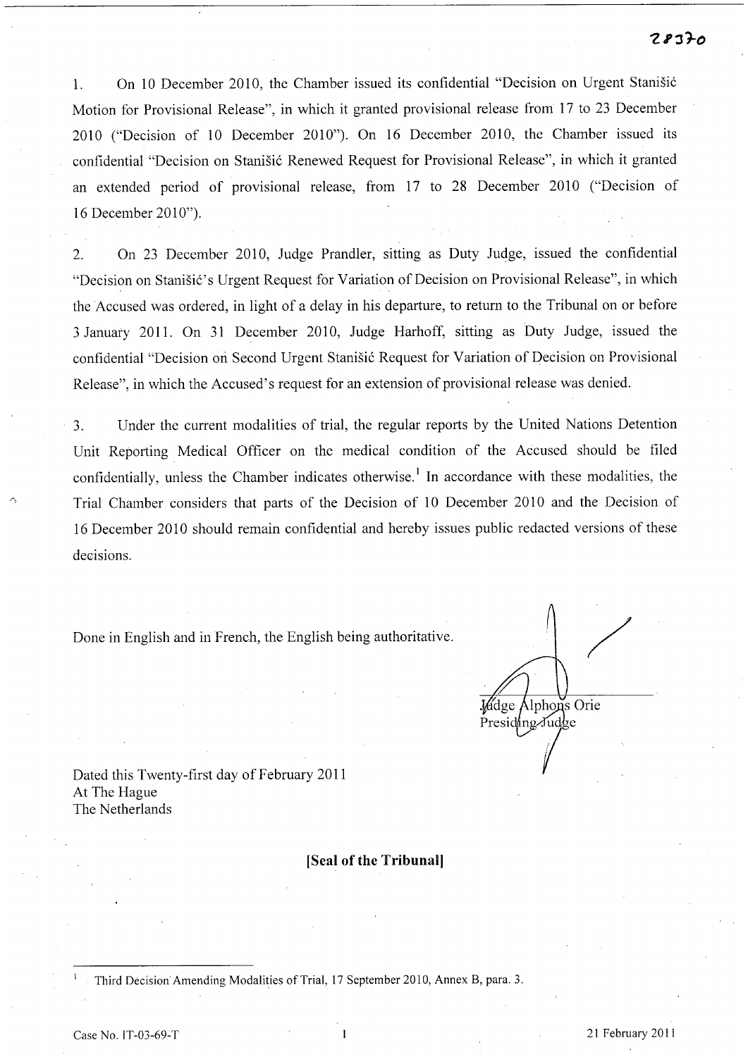1. On 10 December 2010, the Chamber issued its confidential "Decision on Urgent Stanišić Motion for Provisional Release", in which it granted provisional release from 17 to 23 December 2010 ("Decision of 10 December 2010"). On 16 December 2010, the Chamber issued its confidential "Decision on Stanišić Renewed Request for Provisional Release", in which it granted an extended period of provisional release, from 17 to 28 December 2010 ("Decision of 16 December 2010").

2. On 23 December 2010, Judge Prandler, sitting as Duty Judge, issued the confidential "Decision on Stanišić's Urgent Request for Variation of Decision on Provisional Release", in which the Accused was ordered, in light of a delay in his departure, to return to the Tribunal on or before 3 January 2011. On 31 December 2010, Judge Harhoff, sitting as Duty Judge, issued the confidential "Decision on Second Urgent Stanišić Request for Variation of Decision on Provisional Release", in which the Accused's request for an extension of provisional release was denied.

3. Under the current modalities of trial, the regular reports by the United Nations Detention Unit Reporting Medical Officer on the medical condition of the Accused should be filed confidentially, unless the Chamber indicates otherwise.[1] In accordance with these modalities, the Trial Chamber considers that parts of the Decision of 10 December 2010 and the Decision of 16 December 2010 should remain confidential and hereby issues public redacted versions of these decisions.

Done in English and in French, the English being authoritative.

Judge Alphons Orie
Presiding Judge

Dated this Twenty-first day of February 2011
At The Hague
The Netherlands

**[Seal of the Tribunal]**

[1] Third Decision Amending Modalities of Trial, 17 September 2010, Annex B, para. 3.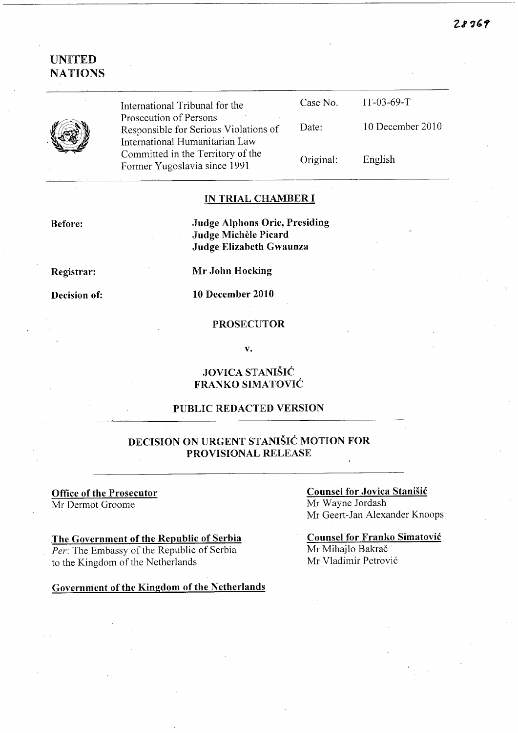**UNITED NATIONS**

| | International Tribunal for the Prosecution of Persons Responsible for Serious Violations of International Humanitarian Law Committed in the Territory of the Former Yugoslavia since 1991 | Case No. | IT-03-69-T |
|---|---|---|---|
| | | Date: | 10 December 2010 |
| | | Original: | English |

**IN TRIAL CHAMBER I**

**Before:** **Judge Alphons Orie, Presiding**
**Judge Michèle Picard**
**Judge Elizabeth Gwaunza**

**Registrar:** **Mr John Hocking**

**Decision of:** **10 December 2010**

**PROSECUTOR**

**v.**

**JOVICA STANIŠIĆ**
**FRANKO SIMATOVIĆ**

**PUBLIC REDACTED VERSION**

## DECISION ON URGENT STANIŠIĆ MOTION FOR PROVISIONAL RELEASE

**Office of the Prosecutor**
Mr Dermot Groome

**Counsel for Jovica Stanišić**
Mr Wayne Jordash
Mr Geert-Jan Alexander Knoops

**The Government of the Republic of Serbia**
*Per*: The Embassy of the Republic of Serbia to the Kingdom of the Netherlands

**Counsel for Franko Simatović**
Mr Mihajlo Bakrač
Mr Vladimir Petrović

**Government of the Kingdom of the Netherlands**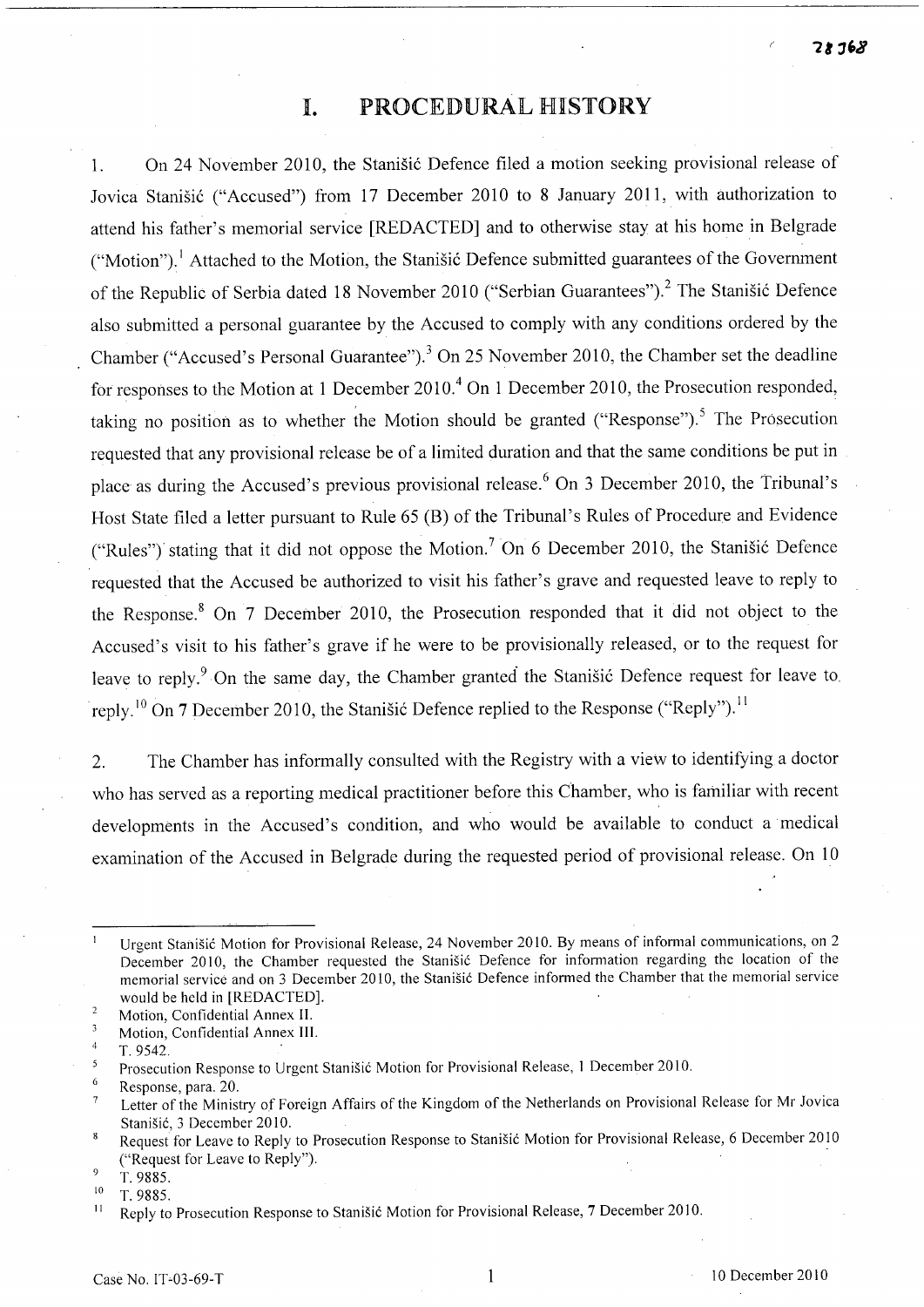# I. PROCEDURAL HISTORY

1. On 24 November 2010, the Stanišić Defence filed a motion seeking provisional release of Jovica Stanišić ("Accused") from 17 December 2010 to 8 January 2011, with authorization to attend his father's memorial service [REDACTED] and to otherwise stay at his home in Belgrade ("Motion").[1] Attached to the Motion, the Stanišić Defence submitted guarantees of the Government of the Republic of Serbia dated 18 November 2010 ("Serbian Guarantees").[2] The Stanišić Defence also submitted a personal guarantee by the Accused to comply with any conditions ordered by the Chamber ("Accused's Personal Guarantee").[3] On 25 November 2010, the Chamber set the deadline for responses to the Motion at 1 December 2010.[4] On 1 December 2010, the Prosecution responded, taking no position as to whether the Motion should be granted ("Response").[5] The Prosecution requested that any provisional release be of a limited duration and that the same conditions be put in place as during the Accused's previous provisional release.[6] On 3 December 2010, the Tribunal's Host State filed a letter pursuant to Rule 65 (B) of the Tribunal's Rules of Procedure and Evidence ("Rules") stating that it did not oppose the Motion.[7] On 6 December 2010, the Stanišić Defence requested that the Accused be authorized to visit his father's grave and requested leave to reply to the Response.[8] On 7 December 2010, the Prosecution responded that it did not object to the Accused's visit to his father's grave if he were to be provisionally released, or to the request for leave to reply.[9] On the same day, the Chamber granted the Stanišić Defence request for leave to reply.[10] On 7 December 2010, the Stanišić Defence replied to the Response ("Reply").[11]

2. The Chamber has informally consulted with the Registry with a view to identifying a doctor who has served as a reporting medical practitioner before this Chamber, who is familiar with recent developments in the Accused's condition, and who would be available to conduct a medical examination of the Accused in Belgrade during the requested period of provisional release. On 10

---

[1] Urgent Stanišić Motion for Provisional Release, 24 November 2010. By means of informal communications, on 2 December 2010, the Chamber requested the Stanišić Defence for information regarding the location of the memorial service and on 3 December 2010, the Stanišić Defence informed the Chamber that the memorial service would be held in [REDACTED].

[2] Motion, Confidential Annex II.

[3] Motion, Confidential Annex III.

[4] T. 9542.

[5] Prosecution Response to Urgent Stanišić Motion for Provisional Release, 1 December 2010.

[6] Response, para. 20.

[7] Letter of the Ministry of Foreign Affairs of the Kingdom of the Netherlands on Provisional Release for Mr Jovica Stanišić, 3 December 2010.

[8] Request for Leave to Reply to Prosecution Response to Stanišić Motion for Provisional Release, 6 December 2010 ("Request for Leave to Reply").

[9] T. 9885.

[10] T. 9885.

[11] Reply to Prosecution Response to Stanišić Motion for Provisional Release, 7 December 2010.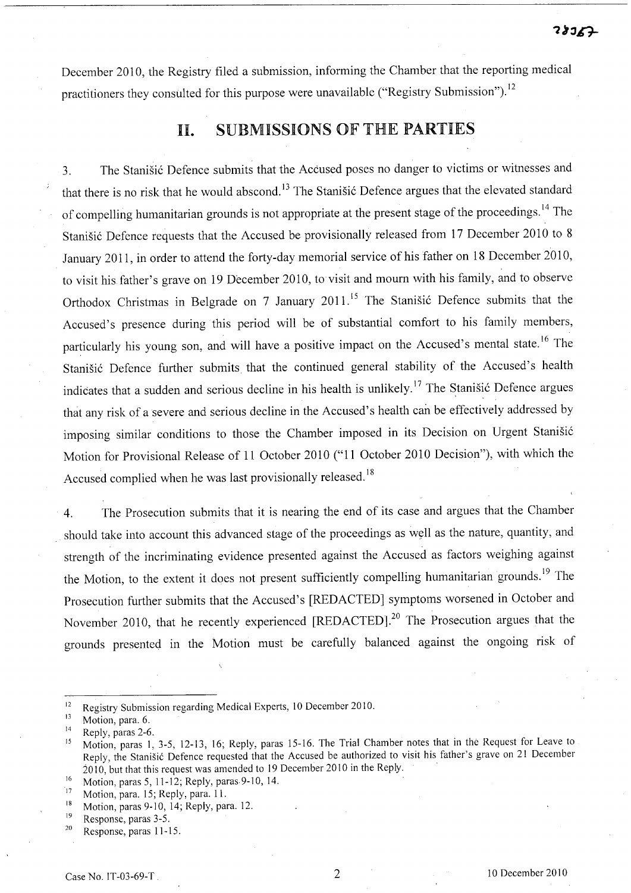December 2010, the Registry filed a submission, informing the Chamber that the reporting medical practitioners they consulted for this purpose were unavailable ("Registry Submission").[12]

# II. SUBMISSIONS OF THE PARTIES

3. The Stanišić Defence submits that the Accused poses no danger to victims or witnesses and that there is no risk that he would abscond.[13] The Stanišić Defence argues that the elevated standard of compelling humanitarian grounds is not appropriate at the present stage of the proceedings.[14] The Stanišić Defence requests that the Accused be provisionally released from 17 December 2010 to 8 January 2011, in order to attend the forty-day memorial service of his father on 18 December 2010, to visit his father's grave on 19 December 2010, to visit and mourn with his family, and to observe Orthodox Christmas in Belgrade on 7 January 2011.[15] The Stanišić Defence submits that the Accused's presence during this period will be of substantial comfort to his family members, particularly his young son, and will have a positive impact on the Accused's mental state.[16] The Stanišić Defence further submits that the continued general stability of the Accused's health indicates that a sudden and serious decline in his health is unlikely.[17] The Stanišić Defence argues that any risk of a severe and serious decline in the Accused's health can be effectively addressed by imposing similar conditions to those the Chamber imposed in its Decision on Urgent Stanišić Motion for Provisional Release of 11 October 2010 ("11 October 2010 Decision"), with which the Accused complied when he was last provisionally released.[18]

4. The Prosecution submits that it is nearing the end of its case and argues that the Chamber should take into account this advanced stage of the proceedings as well as the nature, quantity, and strength of the incriminating evidence presented against the Accused as factors weighing against the Motion, to the extent it does not present sufficiently compelling humanitarian grounds.[19] The Prosecution further submits that the Accused's [REDACTED] symptoms worsened in October and November 2010, that he recently experienced [REDACTED].[20] The Prosecution argues that the grounds presented in the Motion must be carefully balanced against the ongoing risk of

---

[12] Registry Submission regarding Medical Experts, 10 December 2010.

[13] Motion, para. 6.

[14] Reply, paras 2-6.

[15] Motion, paras 1, 3-5, 12-13, 16; Reply, paras 15-16. The Trial Chamber notes that in the Request for Leave to Reply, the Stanišić Defence requested that the Accused be authorized to visit his father's grave on 21 December 2010, but that this request was amended to 19 December 2010 in the Reply.

[16] Motion, paras 5, 11-12; Reply, paras 9-10, 14.

[17] Motion, para. 15; Reply, para. 11.

[18] Motion, paras 9-10, 14; Reply, para. 12.

[19] Response, paras 3-5.

[20] Response, paras 11-15.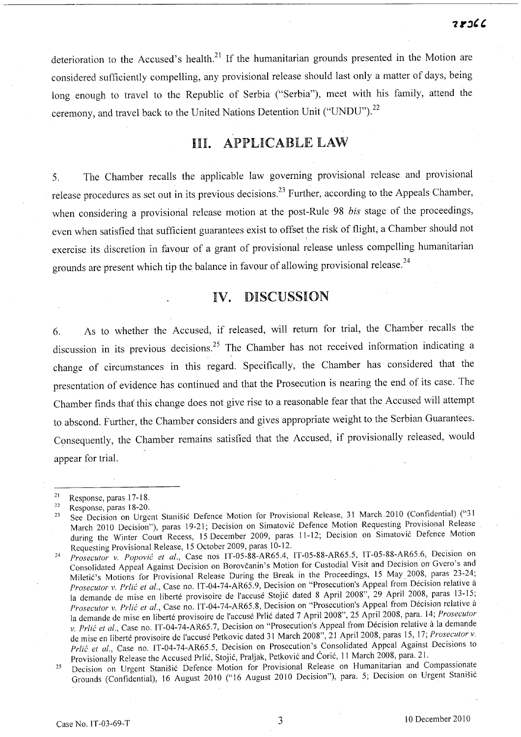deterioration to the Accused's health.[21] If the humanitarian grounds presented in the Motion are considered sufficiently compelling, any provisional release should last only a matter of days, being long enough to travel to the Republic of Serbia ("Serbia"), meet with his family, attend the ceremony, and travel back to the United Nations Detention Unit ("UNDU").[22]

## III. APPLICABLE LAW

5. The Chamber recalls the applicable law governing provisional release and provisional release procedures as set out in its previous decisions.[23] Further, according to the Appeals Chamber, when considering a provisional release motion at the post-Rule 98 *bis* stage of the proceedings, even when satisfied that sufficient guarantees exist to offset the risk of flight, a Chamber should not exercise its discretion in favour of a grant of provisional release unless compelling humanitarian grounds are present which tip the balance in favour of allowing provisional release.[24]

## IV. DISCUSSION

6. As to whether the Accused, if released, will return for trial, the Chamber recalls the discussion in its previous decisions.[25] The Chamber has not received information indicating a change of circumstances in this regard. Specifically, the Chamber has considered that the presentation of evidence has continued and that the Prosecution is nearing the end of its case. The Chamber finds that this change does not give rise to a reasonable fear that the Accused will attempt to abscond. Further, the Chamber considers and gives appropriate weight to the Serbian Guarantees. Consequently, the Chamber remains satisfied that the Accused, if provisionally released, would appear for trial.

---

[21] Response, paras 17-18.

[22] Response, paras 18-20.

[23] See Decision on Urgent Stanišić Defence Motion for Provisional Release, 31 March 2010 (Confidential) ("31 March 2010 Decision"), paras 19-21; Decision on Simatović Defence Motion Requesting Provisional Release during the Winter Court Recess, 15 December 2009, paras 11-12; Decision on Simatović Defence Motion Requesting Provisional Release, 15 October 2009, paras 10-12.

[24] *Prosecutor v. Popović et al.*, Case nos IT-05-88-AR65.4, IT-05-88-AR65.5, IT-05-88-AR65.6, Decision on Consolidated Appeal Against Decision on Borovčanin's Motion for Custodial Visit and Decision on Gvero's and Miletić's Motions for Provisional Release During the Break in the Proceedings, 15 May 2008, paras 23-24; *Prosecutor v. Prlić et al.*, Case no. IT-04-74-AR65.9, Decision on "Prosecution's Appeal from Décision relative à la demande de mise en liberté provisoire de l'accusé Stojić dated 8 April 2008", 29 April 2008, paras 13-15; *Prosecutor v. Prlić et al.*, Case no. IT-04-74-AR65.8, Decision on "Prosecution's Appeal from Décision relative à la demande de mise en liberté provisoire de l'accusé Prlić dated 7 April 2008", 25 April 2008, para. 14; *Prosecutor v. Prlić et al.*, Case no. IT-04-74-AR65.7, Decision on "Prosecution's Appeal from Décision relative à la demande de mise en liberté provisoire de l'accusé Petkovic dated 31 March 2008", 21 April 2008, paras 15, 17; *Prosecutor v. Prlić et al.*, Case no. IT-04-74-AR65.5, Decision on Prosecution's Consolidated Appeal Against Decisions to Provisionally Release the Accused Prlić, Stojić, Praljak, Petković and Ćorić, 11 March 2008, para. 21.

[25] Decision on Urgent Stanišić Defence Motion for Provisional Release on Humanitarian and Compassionate Grounds (Confidential), 16 August 2010 ("16 August 2010 Decision"), para. 5; Decision on Urgent Stanišić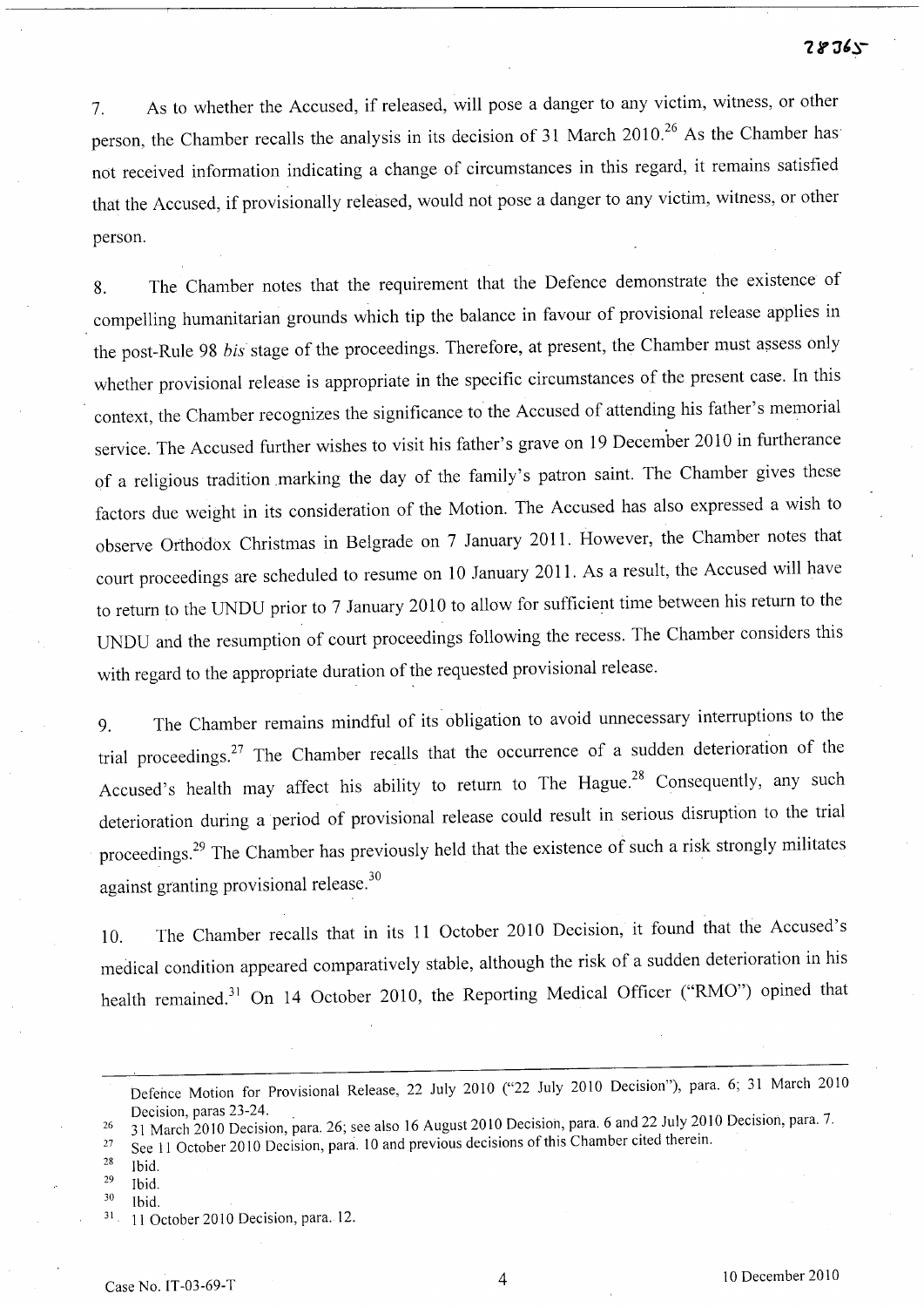7. As to whether the Accused, if released, will pose a danger to any victim, witness, or other person, the Chamber recalls the analysis in its decision of 31 March 2010.[26] As the Chamber has not received information indicating a change of circumstances in this regard, it remains satisfied that the Accused, if provisionally released, would not pose a danger to any victim, witness, or other person.

8. The Chamber notes that the requirement that the Defence demonstrate the existence of compelling humanitarian grounds which tip the balance in favour of provisional release applies in the post-Rule 98 *bis* stage of the proceedings. Therefore, at present, the Chamber must assess only whether provisional release is appropriate in the specific circumstances of the present case. In this context, the Chamber recognizes the significance to the Accused of attending his father's memorial service. The Accused further wishes to visit his father's grave on 19 December 2010 in furtherance of a religious tradition marking the day of the family's patron saint. The Chamber gives these factors due weight in its consideration of the Motion. The Accused has also expressed a wish to observe Orthodox Christmas in Belgrade on 7 January 2011. However, the Chamber notes that court proceedings are scheduled to resume on 10 January 2011. As a result, the Accused will have to return to the UNDU prior to 7 January 2010 to allow for sufficient time between his return to the UNDU and the resumption of court proceedings following the recess. The Chamber considers this with regard to the appropriate duration of the requested provisional release.

9. The Chamber remains mindful of its obligation to avoid unnecessary interruptions to the trial proceedings.[27] The Chamber recalls that the occurrence of a sudden deterioration of the Accused's health may affect his ability to return to The Hague.[28] Consequently, any such deterioration during a period of provisional release could result in serious disruption to the trial proceedings.[29] The Chamber has previously held that the existence of such a risk strongly militates against granting provisional release.[30]

10. The Chamber recalls that in its 11 October 2010 Decision, it found that the Accused's medical condition appeared comparatively stable, although the risk of a sudden deterioration in his health remained.[31] On 14 October 2010, the Reporting Medical Officer ("RMO") opined that

---

Defence Motion for Provisional Release, 22 July 2010 ("22 July 2010 Decision"), para. 6; 31 March 2010 Decision, paras 23-24.

[26] 31 March 2010 Decision, para. 26; see also 16 August 2010 Decision, para. 6 and 22 July 2010 Decision, para. 7.

[27] See 11 October 2010 Decision, para. 10 and previous decisions of this Chamber cited therein.

[28] Ibid.

[29] Ibid.

[30] Ibid.

[31] 11 October 2010 Decision, para. 12.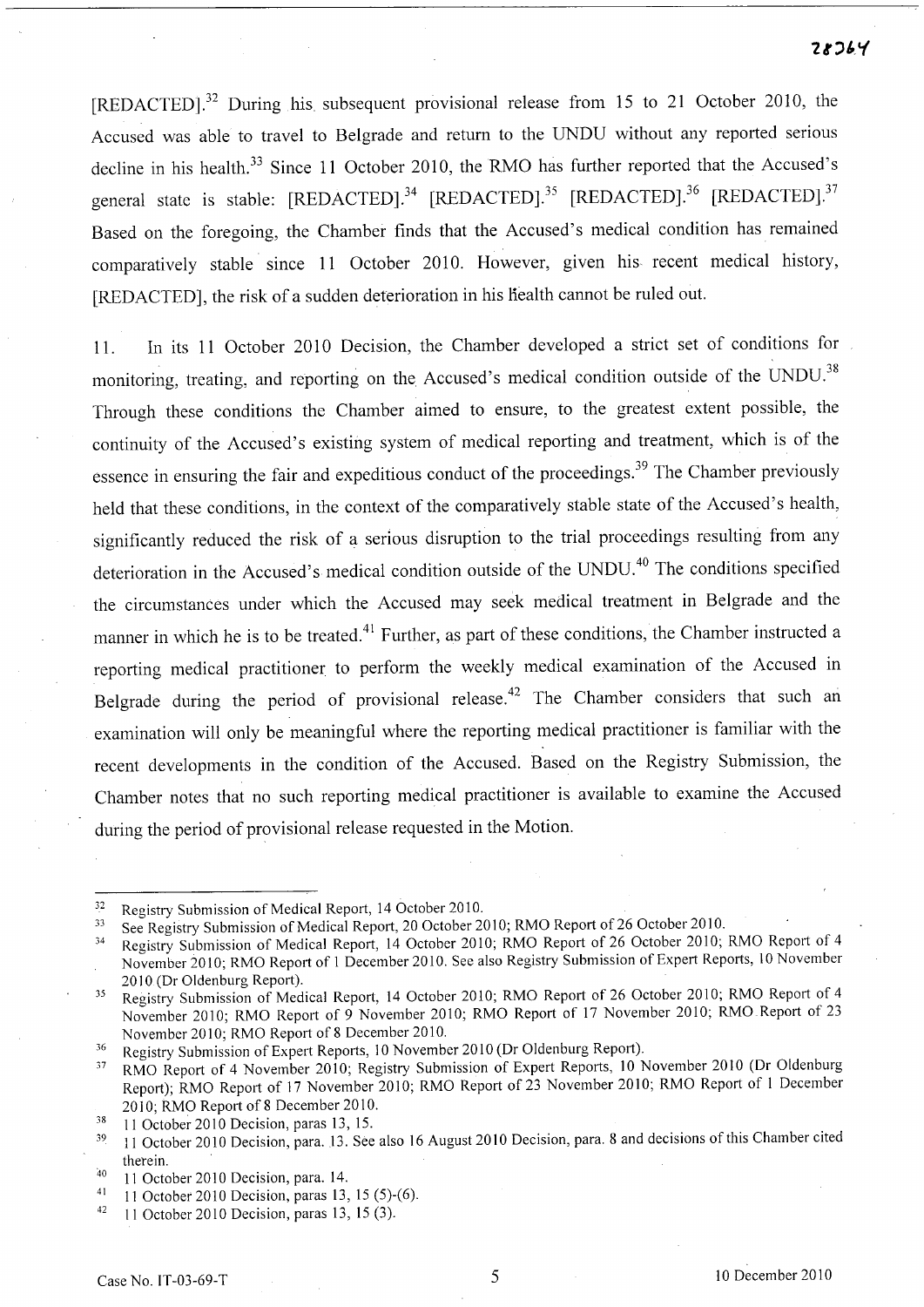[REDACTED].[32] During his subsequent provisional release from 15 to 21 October 2010, the Accused was able to travel to Belgrade and return to the UNDU without any reported serious decline in his health.[33] Since 11 October 2010, the RMO has further reported that the Accused's general state is stable: [REDACTED].[34] [REDACTED].[35] [REDACTED].[36] [REDACTED].[37] Based on the foregoing, the Chamber finds that the Accused's medical condition has remained comparatively stable since 11 October 2010. However, given his recent medical history, [REDACTED], the risk of a sudden deterioration in his health cannot be ruled out.

11. In its 11 October 2010 Decision, the Chamber developed a strict set of conditions for monitoring, treating, and reporting on the Accused's medical condition outside of the UNDU.[38] Through these conditions the Chamber aimed to ensure, to the greatest extent possible, the continuity of the Accused's existing system of medical reporting and treatment, which is of the essence in ensuring the fair and expeditious conduct of the proceedings.[39] The Chamber previously held that these conditions, in the context of the comparatively stable state of the Accused's health, significantly reduced the risk of a serious disruption to the trial proceedings resulting from any deterioration in the Accused's medical condition outside of the UNDU.[40] The conditions specified the circumstances under which the Accused may seek medical treatment in Belgrade and the manner in which he is to be treated.[41] Further, as part of these conditions, the Chamber instructed a reporting medical practitioner to perform the weekly medical examination of the Accused in Belgrade during the period of provisional release.[42] The Chamber considers that such an examination will only be meaningful where the reporting medical practitioner is familiar with the recent developments in the condition of the Accused. Based on the Registry Submission, the Chamber notes that no such reporting medical practitioner is available to examine the Accused during the period of provisional release requested in the Motion.

---

[32] Registry Submission of Medical Report, 14 October 2010.

[33] See Registry Submission of Medical Report, 20 October 2010; RMO Report of 26 October 2010.

[34] Registry Submission of Medical Report, 14 October 2010; RMO Report of 26 October 2010; RMO Report of 4 November 2010; RMO Report of 1 December 2010. See also Registry Submission of Expert Reports, 10 November 2010 (Dr Oldenburg Report).

[35] Registry Submission of Medical Report, 14 October 2010; RMO Report of 26 October 2010; RMO Report of 4 November 2010; RMO Report of 9 November 2010; RMO Report of 17 November 2010; RMO Report of 23 November 2010; RMO Report of 8 December 2010.

[36] Registry Submission of Expert Reports, 10 November 2010 (Dr Oldenburg Report).

[37] RMO Report of 4 November 2010; Registry Submission of Expert Reports, 10 November 2010 (Dr Oldenburg Report); RMO Report of 17 November 2010; RMO Report of 23 November 2010; RMO Report of 1 December 2010; RMO Report of 8 December 2010.

[38] 11 October 2010 Decision, paras 13, 15.

[39] 11 October 2010 Decision, para. 13. See also 16 August 2010 Decision, para. 8 and decisions of this Chamber cited therein.

[40] 11 October 2010 Decision, para. 14.

[41] 11 October 2010 Decision, paras 13, 15 (5)-(6).

[42] 11 October 2010 Decision, paras 13, 15 (3).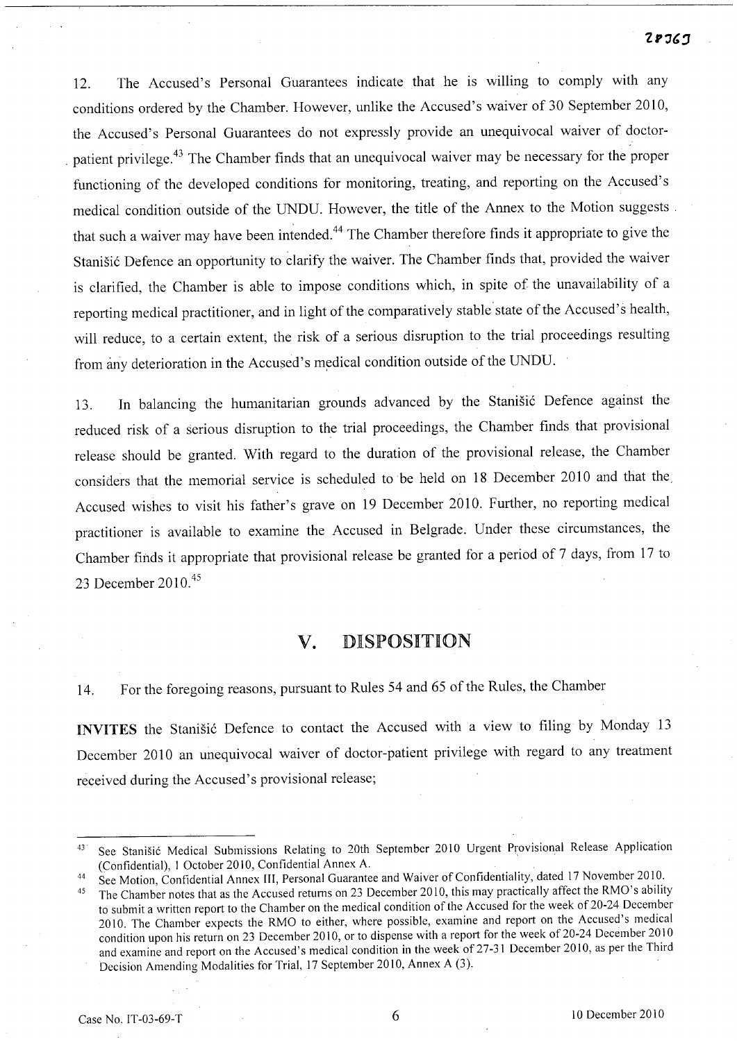12. The Accused's Personal Guarantees indicate that he is willing to comply with any conditions ordered by the Chamber. However, unlike the Accused's waiver of 30 September 2010, the Accused's Personal Guarantees do not expressly provide an unequivocal waiver of doctor-patient privilege.[43] The Chamber finds that an unequivocal waiver may be necessary for the proper functioning of the developed conditions for monitoring, treating, and reporting on the Accused's medical condition outside of the UNDU. However, the title of the Annex to the Motion suggests that such a waiver may have been intended.[44] The Chamber therefore finds it appropriate to give the Stanišić Defence an opportunity to clarify the waiver. The Chamber finds that, provided the waiver is clarified, the Chamber is able to impose conditions which, in spite of the unavailability of a reporting medical practitioner, and in light of the comparatively stable state of the Accused's health, will reduce, to a certain extent, the risk of a serious disruption to the trial proceedings resulting from any deterioration in the Accused's medical condition outside of the UNDU.

13. In balancing the humanitarian grounds advanced by the Stanišić Defence against the reduced risk of a serious disruption to the trial proceedings, the Chamber finds that provisional release should be granted. With regard to the duration of the provisional release, the Chamber considers that the memorial service is scheduled to be held on 18 December 2010 and that the Accused wishes to visit his father's grave on 19 December 2010. Further, no reporting medical practitioner is available to examine the Accused in Belgrade. Under these circumstances, the Chamber finds it appropriate that provisional release be granted for a period of 7 days, from 17 to 23 December 2010.[45]

## V. DISPOSITION

14. For the foregoing reasons, pursuant to Rules 54 and 65 of the Rules, the Chamber

**INVITES** the Stanišić Defence to contact the Accused with a view to filing by Monday 13 December 2010 an unequivocal waiver of doctor-patient privilege with regard to any treatment received during the Accused's provisional release;

---

[43] See Stanišić Medical Submissions Relating to 20th September 2010 Urgent Provisional Release Application (Confidential), 1 October 2010, Confidential Annex A.

[44] See Motion, Confidential Annex III, Personal Guarantee and Waiver of Confidentiality, dated 17 November 2010.

[45] The Chamber notes that as the Accused returns on 23 December 2010, this may practically affect the RMO's ability to submit a written report to the Chamber on the medical condition of the Accused for the week of 20-24 December 2010. The Chamber expects the RMO to either, where possible, examine and report on the Accused's medical condition upon his return on 23 December 2010, or to dispense with a report for the week of 20-24 December 2010 and examine and report on the Accused's medical condition in the week of 27-31 December 2010, as per the Third Decision Amending Modalities for Trial, 17 September 2010, Annex A (3).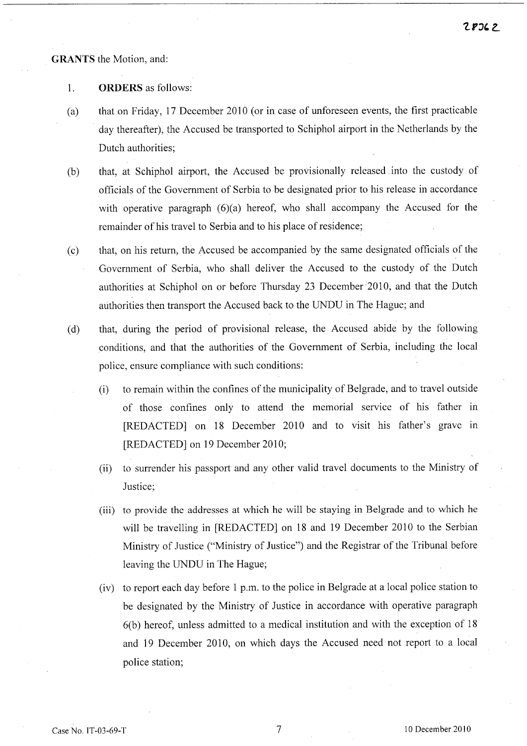**GRANTS** the Motion, and:

1. **ORDERS** as follows:

(a) that on Friday, 17 December 2010 (or in case of unforeseen events, the first practicable day thereafter), the Accused be transported to Schiphol airport in the Netherlands by the Dutch authorities;

(b) that, at Schiphol airport, the Accused be provisionally released into the custody of officials of the Government of Serbia to be designated prior to his release in accordance with operative paragraph (6)(a) hereof, who shall accompany the Accused for the remainder of his travel to Serbia and to his place of residence;

(c) that, on his return, the Accused be accompanied by the same designated officials of the Government of Serbia, who shall deliver the Accused to the custody of the Dutch authorities at Schiphol on or before Thursday 23 December 2010, and that the Dutch authorities then transport the Accused back to the UNDU in The Hague; and

(d) that, during the period of provisional release, the Accused abide by the following conditions, and that the authorities of the Government of Serbia, including the local police, ensure compliance with such conditions:

(i) to remain within the confines of the municipality of Belgrade, and to travel outside of those confines only to attend the memorial service of his father in [REDACTED] on 18 December 2010 and to visit his father's grave in [REDACTED] on 19 December 2010;

(ii) to surrender his passport and any other valid travel documents to the Ministry of Justice;

(iii) to provide the addresses at which he will be staying in Belgrade and to which he will be travelling in [REDACTED] on 18 and 19 December 2010 to the Serbian Ministry of Justice ("Ministry of Justice") and the Registrar of the Tribunal before leaving the UNDU in The Hague;

(iv) to report each day before 1 p.m. to the police in Belgrade at a local police station to be designated by the Ministry of Justice in accordance with operative paragraph 6(b) hereof, unless admitted to a medical institution and with the exception of 18 and 19 December 2010, on which days the Accused need not report to a local police station;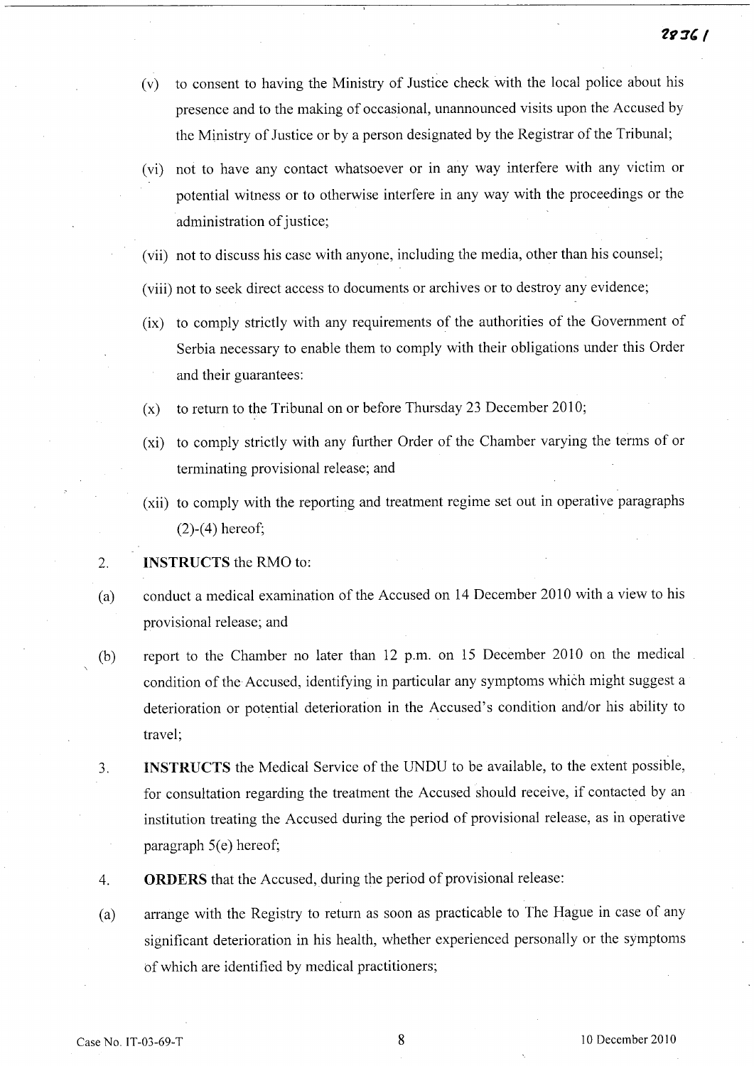(v) to consent to having the Ministry of Justice check with the local police about his presence and to the making of occasional, unannounced visits upon the Accused by the Ministry of Justice or by a person designated by the Registrar of the Tribunal;

(vi) not to have any contact whatsoever or in any way interfere with any victim or potential witness or to otherwise interfere in any way with the proceedings or the administration of justice;

(vii) not to discuss his case with anyone, including the media, other than his counsel;

(viii) not to seek direct access to documents or archives or to destroy any evidence;

(ix) to comply strictly with any requirements of the authorities of the Government of Serbia necessary to enable them to comply with their obligations under this Order and their guarantees:

(x) to return to the Tribunal on or before Thursday 23 December 2010;

(xi) to comply strictly with any further Order of the Chamber varying the terms of or terminating provisional release; and

(xii) to comply with the reporting and treatment regime set out in operative paragraphs (2)-(4) hereof;

2. **INSTRUCTS** the RMO to:

(a) conduct a medical examination of the Accused on 14 December 2010 with a view to his provisional release; and

(b) report to the Chamber no later than 12 p.m. on 15 December 2010 on the medical condition of the Accused, identifying in particular any symptoms which might suggest a deterioration or potential deterioration in the Accused's condition and/or his ability to travel;

3. **INSTRUCTS** the Medical Service of the UNDU to be available, to the extent possible, for consultation regarding the treatment the Accused should receive, if contacted by an institution treating the Accused during the period of provisional release, as in operative paragraph 5(e) hereof;

4. **ORDERS** that the Accused, during the period of provisional release:

(a) arrange with the Registry to return as soon as practicable to The Hague in case of any significant deterioration in his health, whether experienced personally or the symptoms of which are identified by medical practitioners;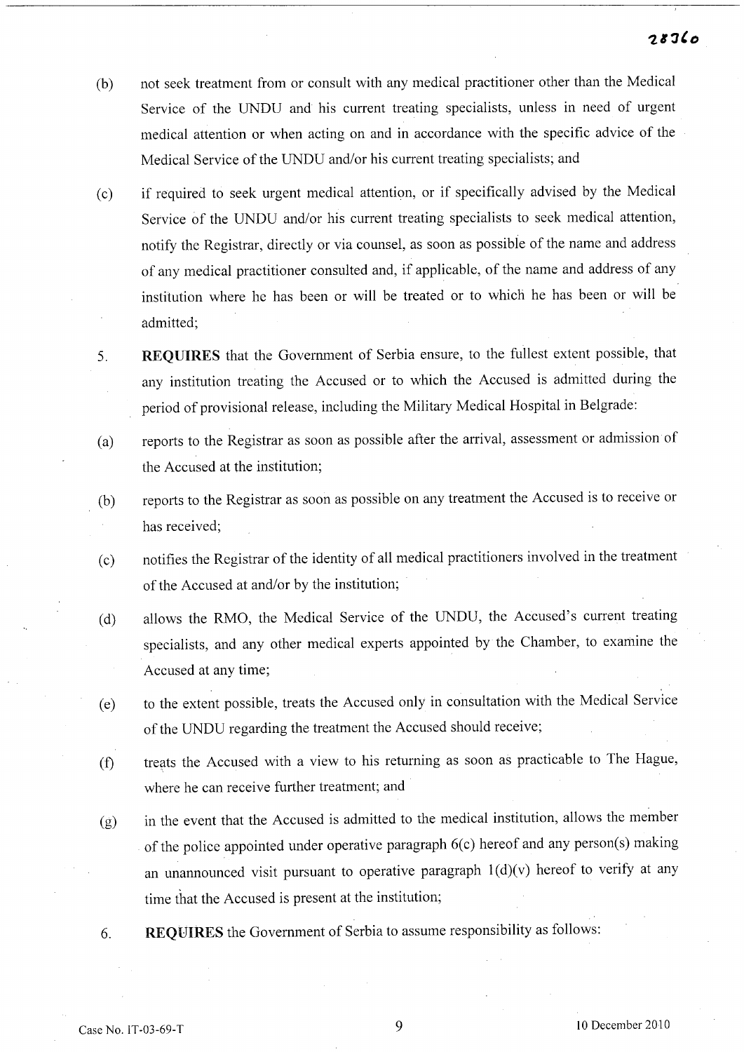(b) not seek treatment from or consult with any medical practitioner other than the Medical Service of the UNDU and his current treating specialists, unless in need of urgent medical attention or when acting on and in accordance with the specific advice of the Medical Service of the UNDU and/or his current treating specialists; and

(c) if required to seek urgent medical attention, or if specifically advised by the Medical Service of the UNDU and/or his current treating specialists to seek medical attention, notify the Registrar, directly or via counsel, as soon as possible of the name and address of any medical practitioner consulted and, if applicable, of the name and address of any institution where he has been or will be treated or to which he has been or will be admitted;

5. **REQUIRES** that the Government of Serbia ensure, to the fullest extent possible, that any institution treating the Accused or to which the Accused is admitted during the period of provisional release, including the Military Medical Hospital in Belgrade:

(a) reports to the Registrar as soon as possible after the arrival, assessment or admission of the Accused at the institution;

(b) reports to the Registrar as soon as possible on any treatment the Accused is to receive or has received;

(c) notifies the Registrar of the identity of all medical practitioners involved in the treatment of the Accused at and/or by the institution;

(d) allows the RMO, the Medical Service of the UNDU, the Accused's current treating specialists, and any other medical experts appointed by the Chamber, to examine the Accused at any time;

(e) to the extent possible, treats the Accused only in consultation with the Medical Service of the UNDU regarding the treatment the Accused should receive;

(f) treats the Accused with a view to his returning as soon as practicable to The Hague, where he can receive further treatment; and

(g) in the event that the Accused is admitted to the medical institution, allows the member of the police appointed under operative paragraph 6(c) hereof and any person(s) making an unannounced visit pursuant to operative paragraph 1(d)(v) hereof to verify at any time that the Accused is present at the institution;

6. **REQUIRES** the Government of Serbia to assume responsibility as follows: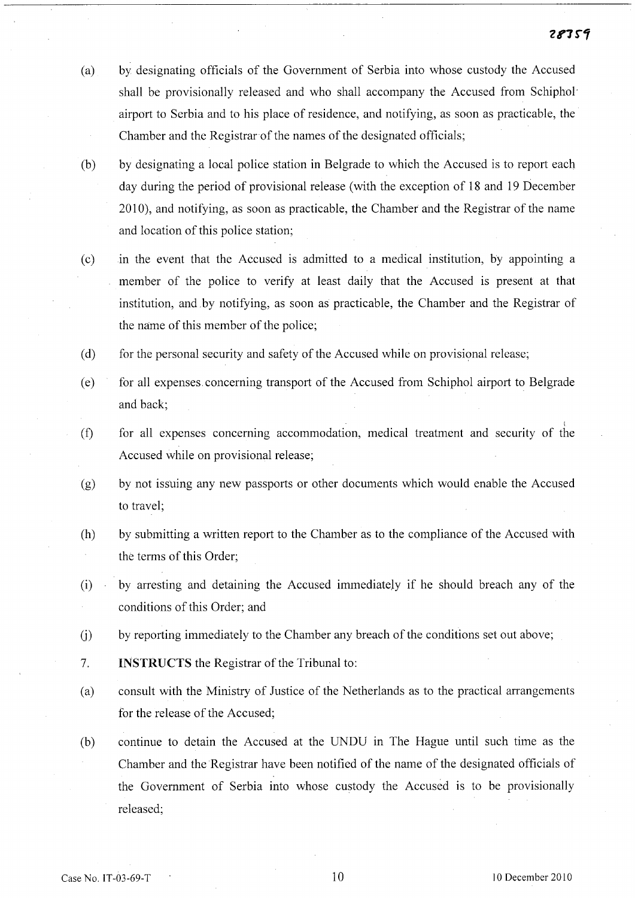(a) by designating officials of the Government of Serbia into whose custody the Accused shall be provisionally released and who shall accompany the Accused from Schiphol airport to Serbia and to his place of residence, and notifying, as soon as practicable, the Chamber and the Registrar of the names of the designated officials;

(b) by designating a local police station in Belgrade to which the Accused is to report each day during the period of provisional release (with the exception of 18 and 19 December 2010), and notifying, as soon as practicable, the Chamber and the Registrar of the name and location of this police station;

(c) in the event that the Accused is admitted to a medical institution, by appointing a member of the police to verify at least daily that the Accused is present at that institution, and by notifying, as soon as practicable, the Chamber and the Registrar of the name of this member of the police;

(d) for the personal security and safety of the Accused while on provisional release;

(e) for all expenses concerning transport of the Accused from Schiphol airport to Belgrade and back;

(f) for all expenses concerning accommodation, medical treatment and security of the Accused while on provisional release;

(g) by not issuing any new passports or other documents which would enable the Accused to travel;

(h) by submitting a written report to the Chamber as to the compliance of the Accused with the terms of this Order;

(i) by arresting and detaining the Accused immediately if he should breach any of the conditions of this Order; and

(j) by reporting immediately to the Chamber any breach of the conditions set out above;

7. **INSTRUCTS** the Registrar of the Tribunal to:

(a) consult with the Ministry of Justice of the Netherlands as to the practical arrangements for the release of the Accused;

(b) continue to detain the Accused at the UNDU in The Hague until such time as the Chamber and the Registrar have been notified of the name of the designated officials of the Government of Serbia into whose custody the Accused is to be provisionally released;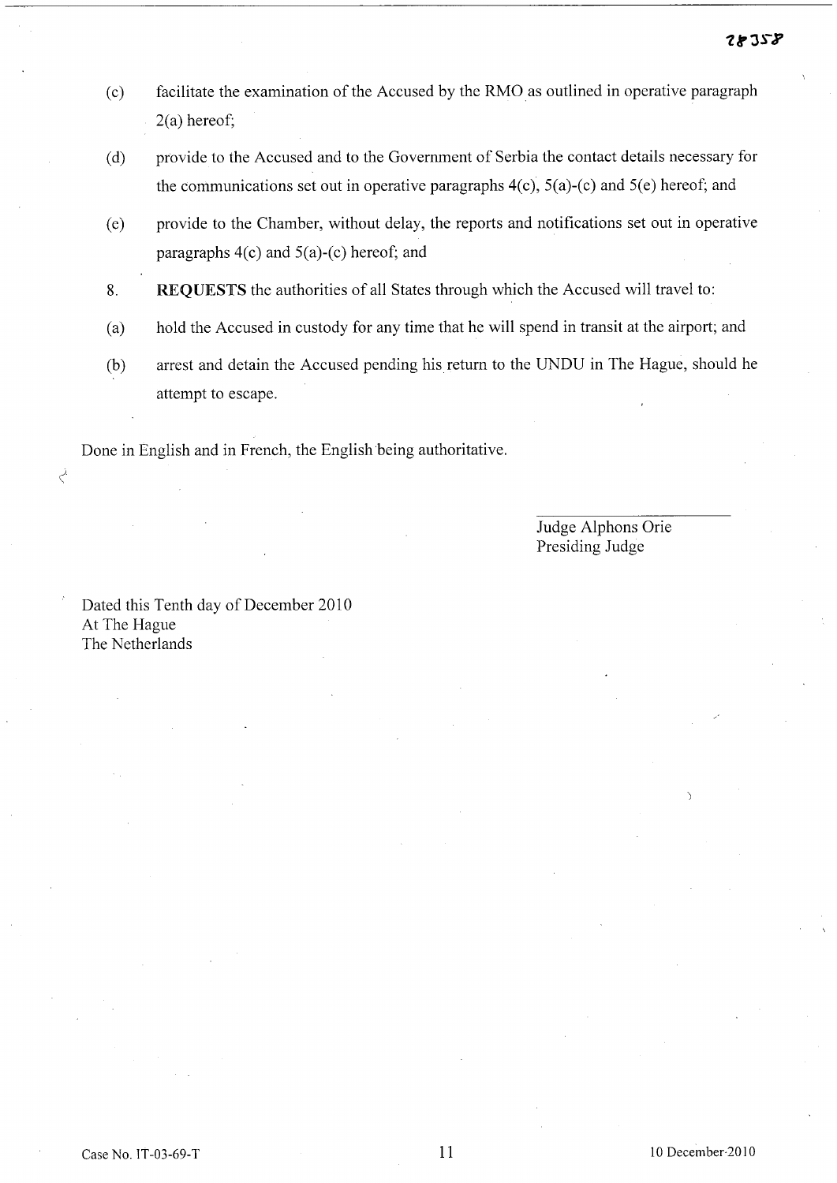(c) facilitate the examination of the Accused by the RMO as outlined in operative paragraph 2(a) hereof;

(d) provide to the Accused and to the Government of Serbia the contact details necessary for the communications set out in operative paragraphs 4(c), 5(a)-(c) and 5(e) hereof; and

(e) provide to the Chamber, without delay, the reports and notifications set out in operative paragraphs 4(c) and 5(a)-(c) hereof; and

8. **REQUESTS** the authorities of all States through which the Accused will travel to:

(a) hold the Accused in custody for any time that he will spend in transit at the airport; and

(b) arrest and detain the Accused pending his return to the UNDU in The Hague, should he attempt to escape.

Done in English and in French, the English being authoritative.

Judge Alphons Orie
Presiding Judge

Dated this Tenth day of December 2010
At The Hague
The Netherlands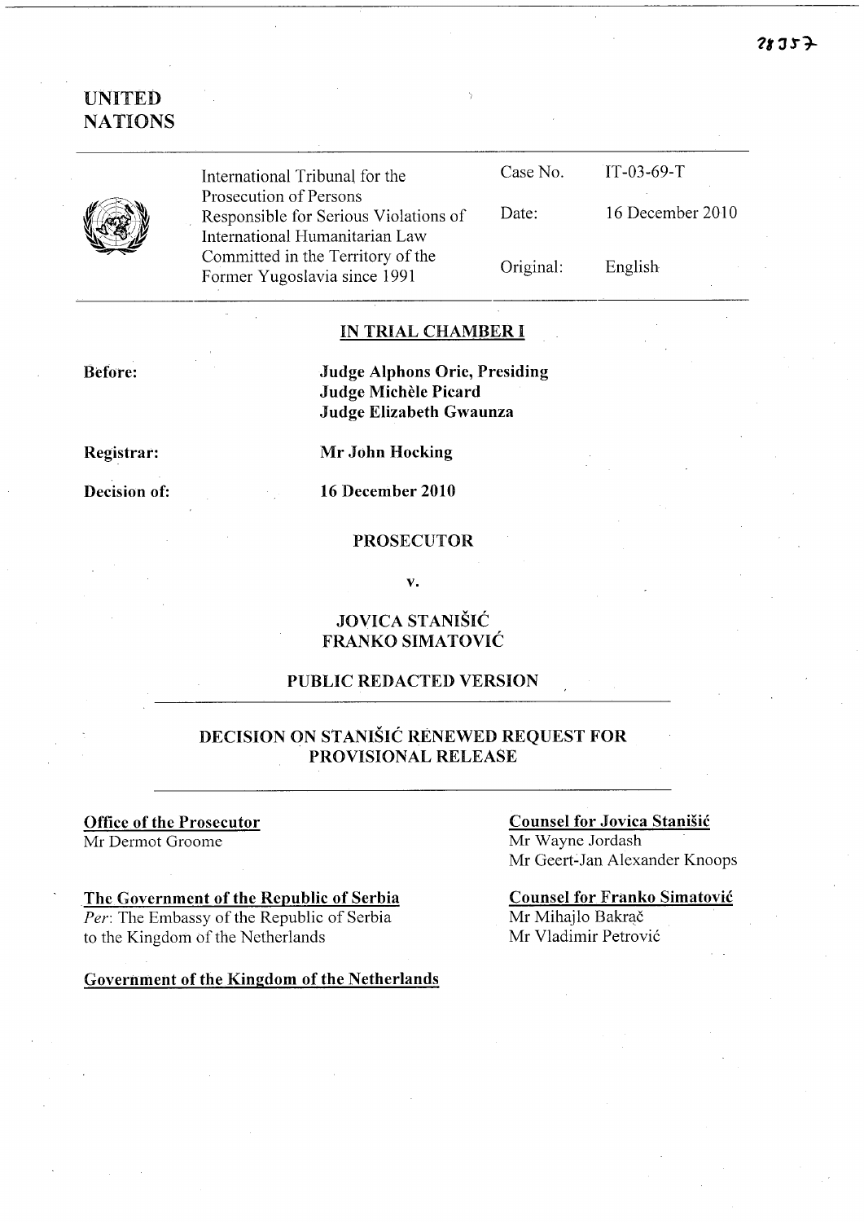UNITED NATIONS

International Tribunal for the Prosecution of Persons Responsible for Serious Violations of International Humanitarian Law Committed in the Territory of the Former Yugoslavia since 1991

| | |
|---|---|
| Case No. | IT-03-69-T |
| Date: | 16 December 2010 |
| Original: | English |

## IN TRIAL CHAMBER I

**Before:** **Judge Alphons Orie, Presiding**
**Judge Michèle Picard**
**Judge Elizabeth Gwaunza**

**Registrar:** **Mr John Hocking**

**Decision of:** **16 December 2010**

**PROSECUTOR**

**v.**

**JOVICA STANIŠIĆ**
**FRANKO SIMATOVIĆ**

**PUBLIC REDACTED VERSION**

## DECISION ON STANIŠIĆ RENEWED REQUEST FOR PROVISIONAL RELEASE

**Office of the Prosecutor**
Mr Dermot Groome

**Counsel for Jovica Stanišić**
Mr Wayne Jordash
Mr Geert-Jan Alexander Knoops

**The Government of the Republic of Serbia**
*Per*: The Embassy of the Republic of Serbia to the Kingdom of the Netherlands

**Counsel for Franko Simatović**
Mr Mihajlo Bakrač
Mr Vladimir Petrović

**Government of the Kingdom of the Netherlands**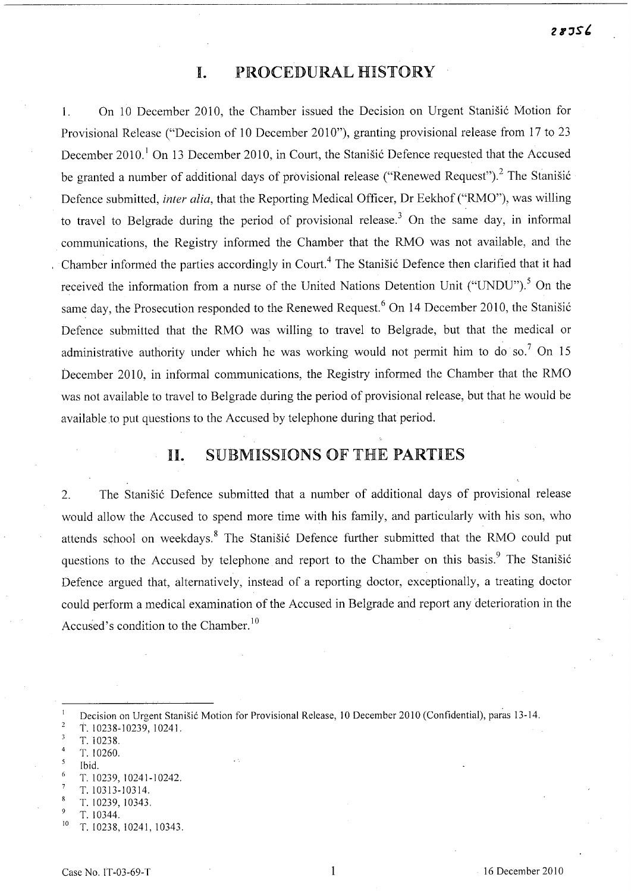# I. PROCEDURAL HISTORY

1. On 10 December 2010, the Chamber issued the Decision on Urgent Stanišić Motion for Provisional Release ("Decision of 10 December 2010"), granting provisional release from 17 to 23 December 2010.[1] On 13 December 2010, in Court, the Stanišić Defence requested that the Accused be granted a number of additional days of provisional release ("Renewed Request").[2] The Stanišić Defence submitted, *inter alia*, that the Reporting Medical Officer, Dr Eekhof ("RMO"), was willing to travel to Belgrade during the period of provisional release.[3] On the same day, in informal communications, the Registry informed the Chamber that the RMO was not available, and the Chamber informed the parties accordingly in Court.[4] The Stanišić Defence then clarified that it had received the information from a nurse of the United Nations Detention Unit ("UNDU").[5] On the same day, the Prosecution responded to the Renewed Request.[6] On 14 December 2010, the Stanišić Defence submitted that the RMO was willing to travel to Belgrade, but that the medical or administrative authority under which he was working would not permit him to do so.[7] On 15 December 2010, in informal communications, the Registry informed the Chamber that the RMO was not available to travel to Belgrade during the period of provisional release, but that he would be available to put questions to the Accused by telephone during that period.

# II. SUBMISSIONS OF THE PARTIES

2. The Stanišić Defence submitted that a number of additional days of provisional release would allow the Accused to spend more time with his family, and particularly with his son, who attends school on weekdays.[8] The Stanišić Defence further submitted that the RMO could put questions to the Accused by telephone and report to the Chamber on this basis.[9] The Stanišić Defence argued that, alternatively, instead of a reporting doctor, exceptionally, a treating doctor could perform a medical examination of the Accused in Belgrade and report any deterioration in the Accused's condition to the Chamber.[10]

---

[1] Decision on Urgent Stanišić Motion for Provisional Release, 10 December 2010 (Confidential), paras 13-14.

[2] T. 10238-10239, 10241.

[3] T. 10238.

[4] T. 10260.

[5] Ibid.

[6] T. 10239, 10241-10242.

[7] T. 10313-10314.

[8] T. 10239, 10343.

[9] T. 10344.

[10] T. 10238, 10241, 10343.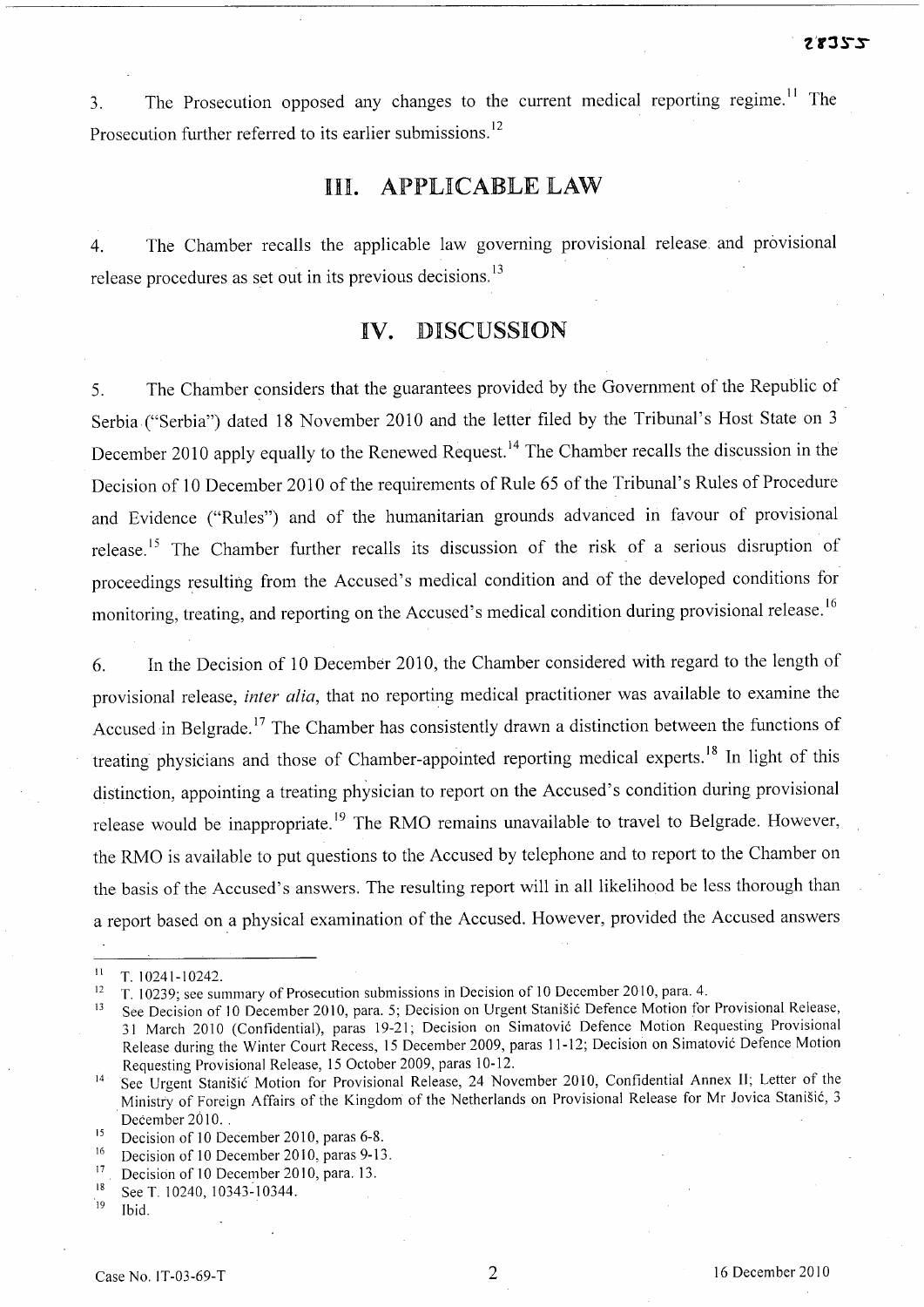3. The Prosecution opposed any changes to the current medical reporting regime.[11] The Prosecution further referred to its earlier submissions.[12]

## III. APPLICABLE LAW

4. The Chamber recalls the applicable law governing provisional release and provisional release procedures as set out in its previous decisions.[13]

## IV. DISCUSSION

5. The Chamber considers that the guarantees provided by the Government of the Republic of Serbia ("Serbia") dated 18 November 2010 and the letter filed by the Tribunal's Host State on 3 December 2010 apply equally to the Renewed Request.[14] The Chamber recalls the discussion in the Decision of 10 December 2010 of the requirements of Rule 65 of the Tribunal's Rules of Procedure and Evidence ("Rules") and of the humanitarian grounds advanced in favour of provisional release.[15] The Chamber further recalls its discussion of the risk of a serious disruption of proceedings resulting from the Accused's medical condition and of the developed conditions for monitoring, treating, and reporting on the Accused's medical condition during provisional release.[16]

6. In the Decision of 10 December 2010, the Chamber considered with regard to the length of provisional release, *inter alia*, that no reporting medical practitioner was available to examine the Accused in Belgrade.[17] The Chamber has consistently drawn a distinction between the functions of treating physicians and those of Chamber-appointed reporting medical experts.[18] In light of this distinction, appointing a treating physician to report on the Accused's condition during provisional release would be inappropriate.[19] The RMO remains unavailable to travel to Belgrade. However, the RMO is available to put questions to the Accused by telephone and to report to the Chamber on the basis of the Accused's answers. The resulting report will in all likelihood be less thorough than a report based on a physical examination of the Accused. However, provided the Accused answers

---

[11] T. 10241-10242.

[12] T. 10239; see summary of Prosecution submissions in Decision of 10 December 2010, para. 4.

[13] See Decision of 10 December 2010, para. 5; Decision on Urgent Stanišić Defence Motion for Provisional Release, 31 March 2010 (Confidential), paras 19-21; Decision on Simatović Defence Motion Requesting Provisional Release during the Winter Court Recess, 15 December 2009, paras 11-12; Decision on Simatović Defence Motion Requesting Provisional Release, 15 October 2009, paras 10-12.

[14] See Urgent Stanišić Motion for Provisional Release, 24 November 2010, Confidential Annex II; Letter of the Ministry of Foreign Affairs of the Kingdom of the Netherlands on Provisional Release for Mr Jovica Stanišić, 3 December 2010.

[15] Decision of 10 December 2010, paras 6-8.

[16] Decision of 10 December 2010, paras 9-13.

[17] Decision of 10 December 2010, para. 13.

[18] See T. 10240, 10343-10344.

[19] Ibid.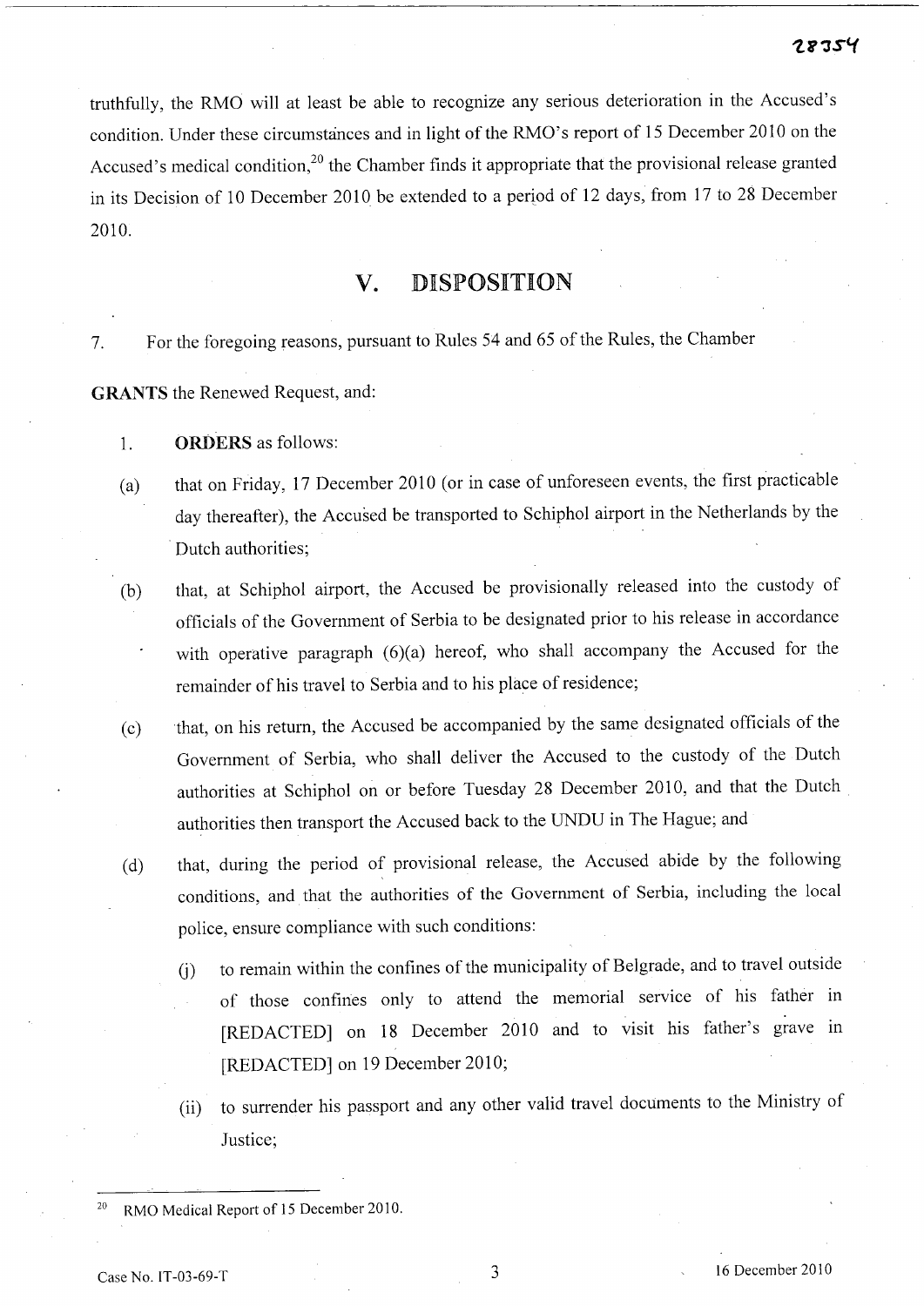truthfully, the RMO will at least be able to recognize any serious deterioration in the Accused's condition. Under these circumstances and in light of the RMO's report of 15 December 2010 on the Accused's medical condition,[20] the Chamber finds it appropriate that the provisional release granted in its Decision of 10 December 2010 be extended to a period of 12 days, from 17 to 28 December 2010.

## V. DISPOSITION

7. For the foregoing reasons, pursuant to Rules 54 and 65 of the Rules, the Chamber

**GRANTS** the Renewed Request, and:

1. **ORDERS** as follows:

(a) that on Friday, 17 December 2010 (or in case of unforeseen events, the first practicable day thereafter), the Accused be transported to Schiphol airport in the Netherlands by the Dutch authorities;

(b) that, at Schiphol airport, the Accused be provisionally released into the custody of officials of the Government of Serbia to be designated prior to his release in accordance with operative paragraph (6)(a) hereof, who shall accompany the Accused for the remainder of his travel to Serbia and to his place of residence;

(c) that, on his return, the Accused be accompanied by the same designated officials of the Government of Serbia, who shall deliver the Accused to the custody of the Dutch authorities at Schiphol on or before Tuesday 28 December 2010, and that the Dutch authorities then transport the Accused back to the UNDU in The Hague; and

(d) that, during the period of provisional release, the Accused abide by the following conditions, and that the authorities of the Government of Serbia, including the local police, ensure compliance with such conditions:

(i) to remain within the confines of the municipality of Belgrade, and to travel outside of those confines only to attend the memorial service of his father in [REDACTED] on 18 December 2010 and to visit his father's grave in [REDACTED] on 19 December 2010;

(ii) to surrender his passport and any other valid travel documents to the Ministry of Justice;

---

[20] RMO Medical Report of 15 December 2010.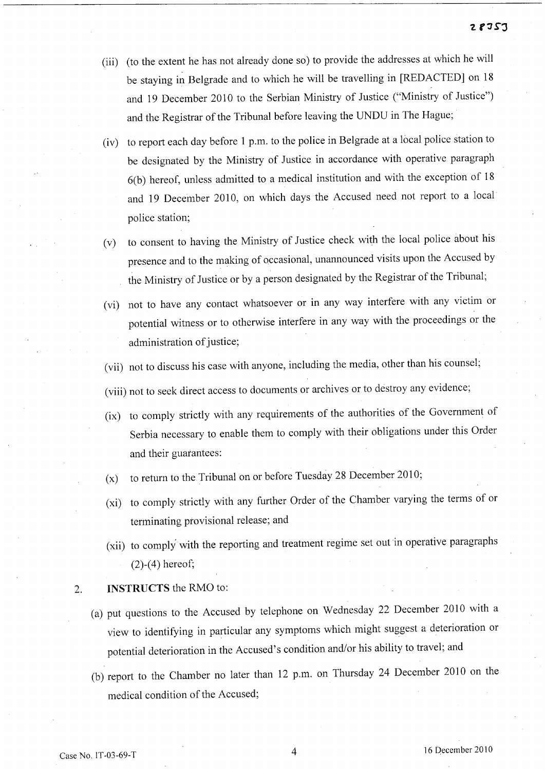(iii) (to the extent he has not already done so) to provide the addresses at which he will be staying in Belgrade and to which he will be travelling in [REDACTED] on 18 and 19 December 2010 to the Serbian Ministry of Justice ("Ministry of Justice") and the Registrar of the Tribunal before leaving the UNDU in The Hague;

(iv) to report each day before 1 p.m. to the police in Belgrade at a local police station to be designated by the Ministry of Justice in accordance with operative paragraph 6(b) hereof, unless admitted to a medical institution and with the exception of 18 and 19 December 2010, on which days the Accused need not report to a local police station;

(v) to consent to having the Ministry of Justice check with the local police about his presence and to the making of occasional, unannounced visits upon the Accused by the Ministry of Justice or by a person designated by the Registrar of the Tribunal;

(vi) not to have any contact whatsoever or in any way interfere with any victim or potential witness or to otherwise interfere in any way with the proceedings or the administration of justice;

(vii) not to discuss his case with anyone, including the media, other than his counsel;

(viii) not to seek direct access to documents or archives or to destroy any evidence;

(ix) to comply strictly with any requirements of the authorities of the Government of Serbia necessary to enable them to comply with their obligations under this Order and their guarantees:

(x) to return to the Tribunal on or before Tuesday 28 December 2010;

(xi) to comply strictly with any further Order of the Chamber varying the terms of or terminating provisional release; and

(xii) to comply with the reporting and treatment regime set out in operative paragraphs (2)-(4) hereof;

2. **INSTRUCTS** the RMO to:

(a) put questions to the Accused by telephone on Wednesday 22 December 2010 with a view to identifying in particular any symptoms which might suggest a deterioration or potential deterioration in the Accused's condition and/or his ability to travel; and

(b) report to the Chamber no later than 12 p.m. on Thursday 24 December 2010 on the medical condition of the Accused;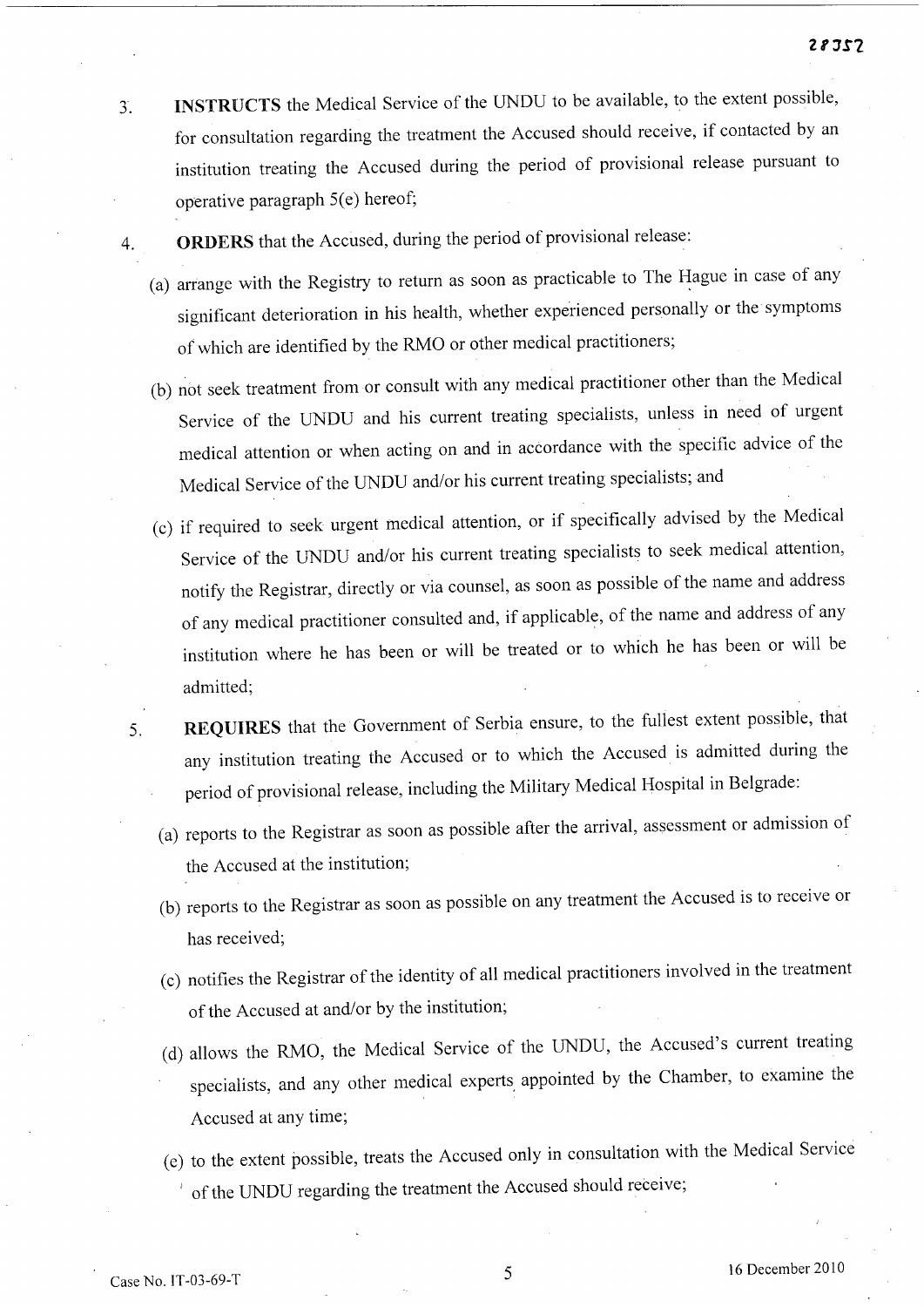3. **INSTRUCTS** the Medical Service of the UNDU to be available, to the extent possible, for consultation regarding the treatment the Accused should receive, if contacted by an institution treating the Accused during the period of provisional release pursuant to operative paragraph 5(e) hereof;

4. **ORDERS** that the Accused, during the period of provisional release:

   (a) arrange with the Registry to return as soon as practicable to The Hague in case of any significant deterioration in his health, whether experienced personally or the symptoms of which are identified by the RMO or other medical practitioners;

   (b) not seek treatment from or consult with any medical practitioner other than the Medical Service of the UNDU and his current treating specialists, unless in need of urgent medical attention or when acting on and in accordance with the specific advice of the Medical Service of the UNDU and/or his current treating specialists; and

   (c) if required to seek urgent medical attention, or if specifically advised by the Medical Service of the UNDU and/or his current treating specialists to seek medical attention, notify the Registrar, directly or via counsel, as soon as possible of the name and address of any medical practitioner consulted and, if applicable, of the name and address of any institution where he has been or will be treated or to which he has been or will be admitted;

5. **REQUIRES** that the Government of Serbia ensure, to the fullest extent possible, that any institution treating the Accused or to which the Accused is admitted during the period of provisional release, including the Military Medical Hospital in Belgrade:

   (a) reports to the Registrar as soon as possible after the arrival, assessment or admission of the Accused at the institution;

   (b) reports to the Registrar as soon as possible on any treatment the Accused is to receive or has received;

   (c) notifies the Registrar of the identity of all medical practitioners involved in the treatment of the Accused at and/or by the institution;

   (d) allows the RMO, the Medical Service of the UNDU, the Accused's current treating specialists, and any other medical experts appointed by the Chamber, to examine the Accused at any time;

   (e) to the extent possible, treats the Accused only in consultation with the Medical Service of the UNDU regarding the treatment the Accused should receive;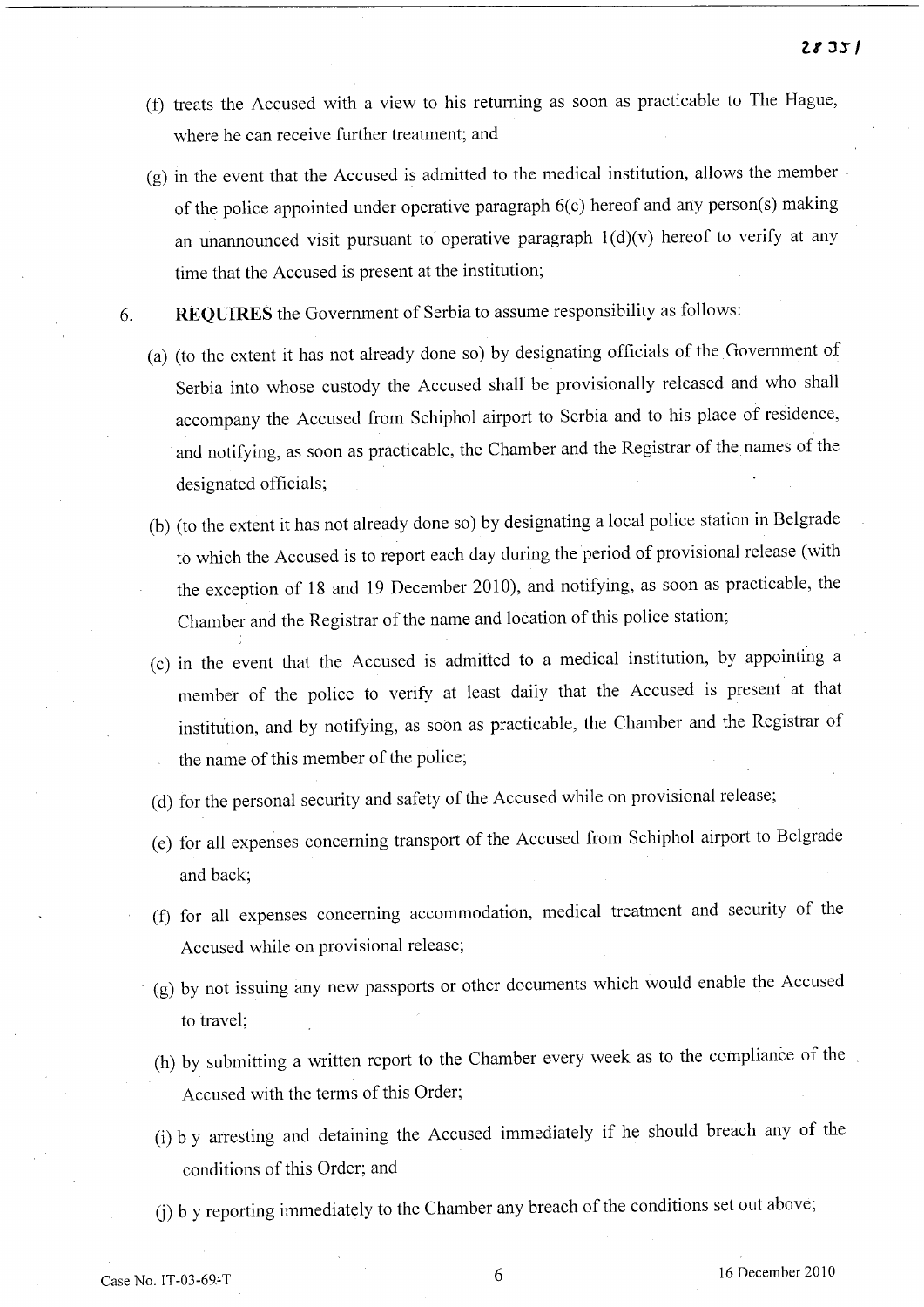(f) treats the Accused with a view to his returning as soon as practicable to The Hague, where he can receive further treatment; and

(g) in the event that the Accused is admitted to the medical institution, allows the member of the police appointed under operative paragraph 6(c) hereof and any person(s) making an unannounced visit pursuant to operative paragraph 1(d)(v) hereof to verify at any time that the Accused is present at the institution;

6. **REQUIRES** the Government of Serbia to assume responsibility as follows:

(a) (to the extent it has not already done so) by designating officials of the Government of Serbia into whose custody the Accused shall be provisionally released and who shall accompany the Accused from Schiphol airport to Serbia and to his place of residence, and notifying, as soon as practicable, the Chamber and the Registrar of the names of the designated officials;

(b) (to the extent it has not already done so) by designating a local police station in Belgrade to which the Accused is to report each day during the period of provisional release (with the exception of 18 and 19 December 2010), and notifying, as soon as practicable, the Chamber and the Registrar of the name and location of this police station;

(c) in the event that the Accused is admitted to a medical institution, by appointing a member of the police to verify at least daily that the Accused is present at that institution, and by notifying, as soon as practicable, the Chamber and the Registrar of the name of this member of the police;

(d) for the personal security and safety of the Accused while on provisional release;

(e) for all expenses concerning transport of the Accused from Schiphol airport to Belgrade and back;

(f) for all expenses concerning accommodation, medical treatment and security of the Accused while on provisional release;

(g) by not issuing any new passports or other documents which would enable the Accused to travel;

(h) by submitting a written report to the Chamber every week as to the compliance of the Accused with the terms of this Order;

(i) b y arresting and detaining the Accused immediately if he should breach any of the conditions of this Order; and

(j) b y reporting immediately to the Chamber any breach of the conditions set out above;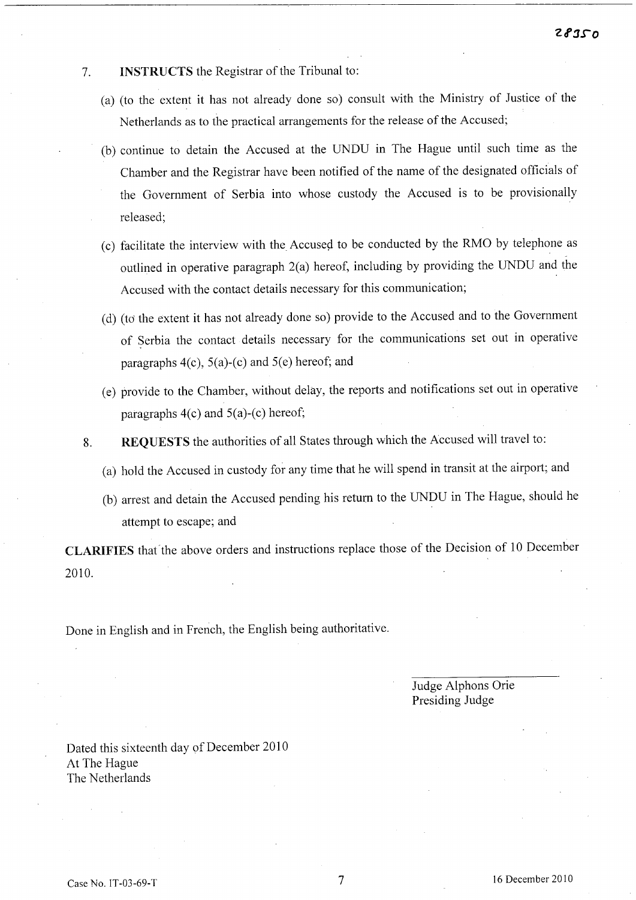7. **INSTRUCTS** the Registrar of the Tribunal to:

   (a) (to the extent it has not already done so) consult with the Ministry of Justice of the Netherlands as to the practical arrangements for the release of the Accused;

   (b) continue to detain the Accused at the UNDU in The Hague until such time as the Chamber and the Registrar have been notified of the name of the designated officials of the Government of Serbia into whose custody the Accused is to be provisionally released;

   (c) facilitate the interview with the Accused to be conducted by the RMO by telephone as outlined in operative paragraph 2(a) hereof, including by providing the UNDU and the Accused with the contact details necessary for this communication;

   (d) (to the extent it has not already done so) provide to the Accused and to the Government of Serbia the contact details necessary for the communications set out in operative paragraphs 4(c), 5(a)-(c) and 5(e) hereof; and

   (e) provide to the Chamber, without delay, the reports and notifications set out in operative paragraphs 4(c) and 5(a)-(c) hereof;

8. **REQUESTS** the authorities of all States through which the Accused will travel to:

   (a) hold the Accused in custody for any time that he will spend in transit at the airport; and

   (b) arrest and detain the Accused pending his return to the UNDU in The Hague, should he attempt to escape; and

**CLARIFIES** that the above orders and instructions replace those of the Decision of 10 December 2010.

Done in English and in French, the English being authoritative.

Judge Alphons Orie
Presiding Judge

Dated this sixteenth day of December 2010
At The Hague
The Netherlands